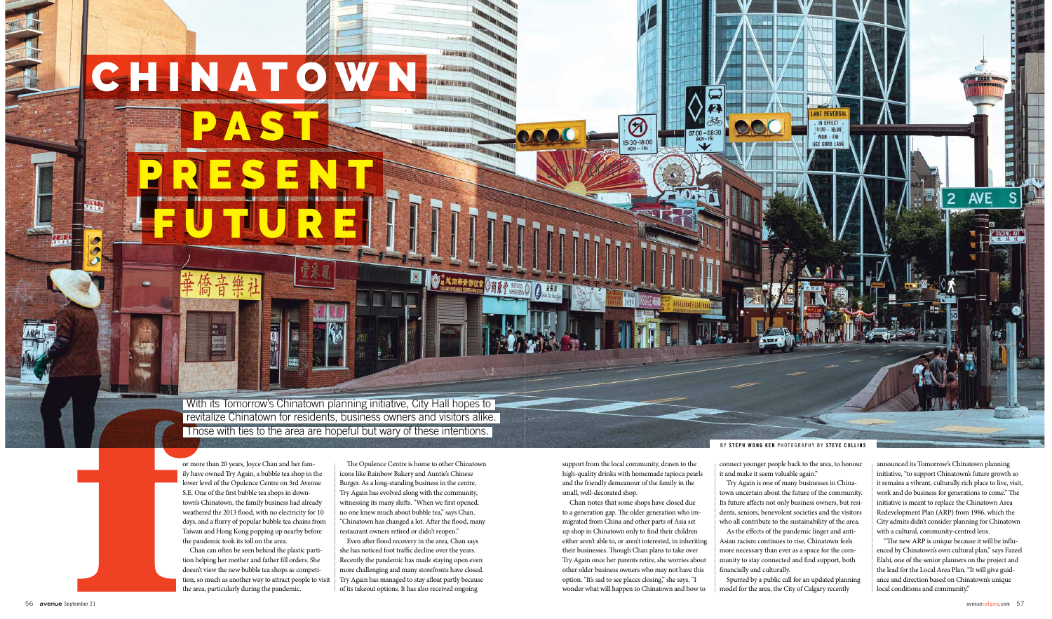# CHINATOWN PAST PRESENT FUTURE

With its Tomorrow's Chinatown planning initiative, City Hall hopes to revitalize Chinatown for residents, business owners and visitors alike. Those with ties to the area are hopeful but wary of these intentions.

BY STEPH WONG KEN PHOTOGRAPHY BY STEVE COLLINS

For more than 20 years, Joyce Chan and her family have owned Try Again, a bubble tea shop in the lower level of the Opulence Centre on 3rd Avenue S.E. One of the first bubble tea shops in downtown's Chinatown, the family business had already weathered the 2013 flood, with no electricity for 10 days, and a flurry of popular bubble tea chains from Taiwan and Hong Kong popping up nearby before the pandemic took its toll on the area.

Chan can often be seen behind the plastic partition helping her mother and father fill orders. She doesn't view the new bubble tea shops as competition, so much as another way to attract people to visit the area, particularly during the pandemic.

The Opulence Centre is home to other Chinatown icons like Rainbow Bakery and Auntie's Chinese Burger. As a long-standing business in the centre, Try Again has evolved along with the community, witnessing its many shifts. "When we first opened, no one knew much about bubble tea," says Chan. "Chinatown has changed a lot. After the flood, many restaurant owners retired or didn't reopen."

Even after flood recovery in the area, Chan says she has noticed foot traffic decline over the years. Recently the pandemic has made staying open even more challenging and many storefronts have closed. Try Again has managed to stay afloat partly because of its takeout options. It has also received ongoing support from the local community, drawn to the high-quality drinks with homemade tapioca pearls and the friendly demeanour of the family in the small, well-decorated shop.

Chan notes that some shops have closed due to a generation gap. The older generation who immigrated from China and other parts of Asia set up shop in Chinatown only to find their children either aren't able to, or aren't interested, in inheriting their businesses. Though Chan plans to take over Try Again once her parents retire, she worries about other older business owners who may not have this option. "It's sad to see places closing," she says, "I wonder what will happen to Chinatown and how to connect younger people back to the area, to honour it and make it seem valuable again."

Try Again is one of many businesses in Chinatown uncertain about the future of the community. Its future affects not only business owners, but residents, seniors, benevolent societies and the visitors who all contribute to the sustainability of the area.

As the effects of the pandemic linger and anti-Asian racism continues to rise, Chinatown feels more necessary than ever as a space for the community to stay connected and find support, both financially and culturally.

Spurred by a public call for an updated planning model for the area, the City of Calgary recently announced its Tomorrow's Chinatown planning initiative, "to support Chinatown's future growth so it remains a vibrant, culturally rich place to live, visit, work and do business for generations to come." The initiative is meant to replace the Chinatown Area Redevelopment Plan (ARP) from 1986, which the City admits didn't consider planning for Chinatown with a cultural, community-centred lens.

"The new ARP is unique because it will be influenced by Chinatown's own cultural plan," says Fazeel Elahi, one of the senior planners on the project and the lead for the Local Area Plan. "It will give guidance and direction based on Chinatown's unique local conditions and community."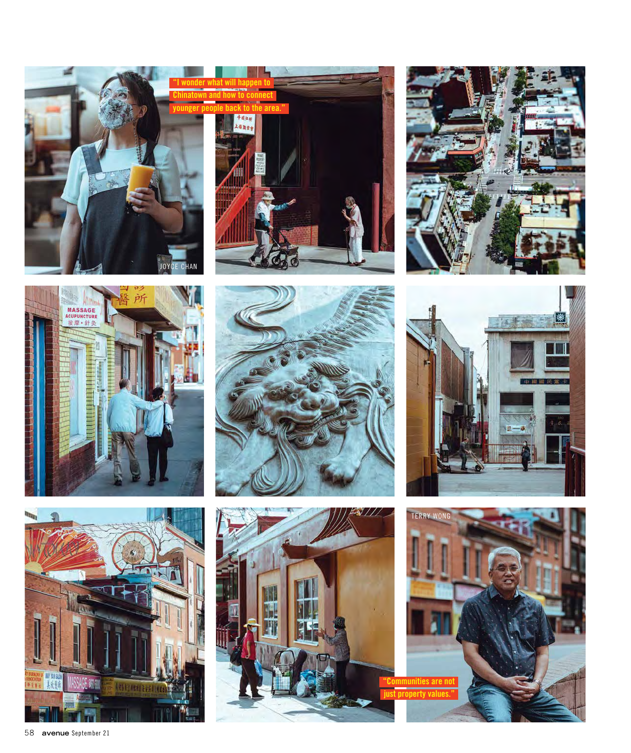JOYCE CHAN

"I wonder what will happen to Chinatown and how to connect younger people back to the area."

TERRY WONG

"Communities are not just property values."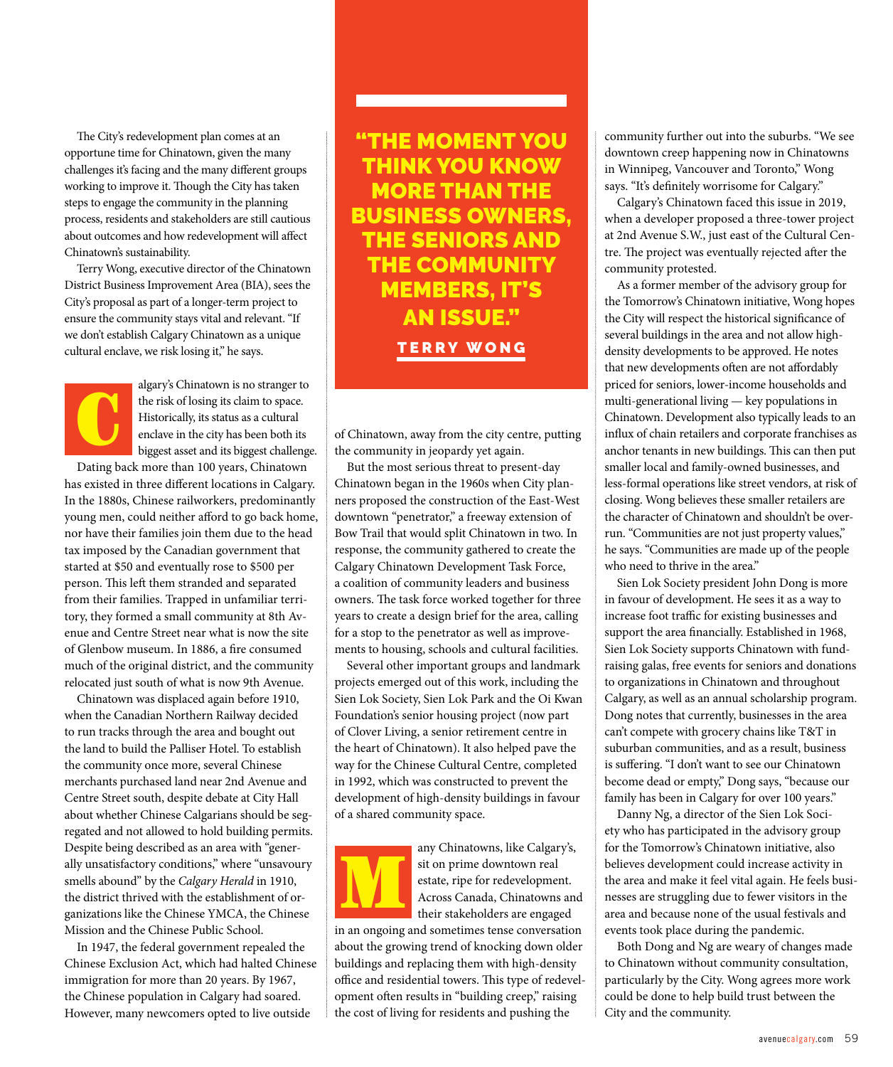The City's redevelopment plan comes at an opportune time for Chinatown, given the many challenges it's facing and the many different groups working to improve it. Though the City has taken steps to engage the community in the planning process, residents and stakeholders are still cautious about outcomes and how redevelopment will affect Chinatown's sustainability.

Terry Wong, executive director of the Chinatown District Business Improvement Area (BIA), sees the City's proposal as part of a longer-term project to ensure the community stays vital and relevant. "If we don't establish Calgary Chinatown as a unique cultural enclave, we risk losing it," he says.

Calgary's Chinatown is no stranger to the risk of losing its claim to space. Historically, its status as a cultural enclave in the city has been both its biggest asset and its biggest challenge.

Dating back more than 100 years, Chinatown has existed in three different locations in Calgary. In the 1880s, Chinese railworkers, predominantly young men, could neither afford to go back home, nor have their families join them due to the head tax imposed by the Canadian government that started at $50 and eventually rose to $500 per person. This left them stranded and separated from their families. Trapped in unfamiliar territory, they formed a small community at 8th Avenue and Centre Street near what is now the site of Glenbow museum. In 1886, a fire consumed much of the original district, and the community relocated just south of what is now 9th Avenue.

Chinatown was displaced again before 1910, when the Canadian Northern Railway decided to run tracks through the area and bought out the land to build the Palliser Hotel. To establish the community once more, several Chinese merchants purchased land near 2nd Avenue and Centre Street south, despite debate at City Hall about whether Chinese Calgarians should be segregated and not allowed to hold building permits. Despite being described as an area with "generally unsatisfactory conditions," where "unsavoury smells abound" by the *Calgary Herald* in 1910, the district thrived with the establishment of organizations like the Chinese YMCA, the Chinese Mission and the Chinese Public School.

In 1947, the federal government repealed the Chinese Exclusion Act, which had halted Chinese immigration for more than 20 years. By 1967, the Chinese population in Calgary had soared. However, many newcomers opted to live outside of Chinatown, away from the city centre, putting the community in jeopardy yet again.

> **"THE MOMENT YOU THINK YOU KNOW MORE THAN THE BUSINESS OWNERS, THE SENIORS AND THE COMMUNITY MEMBERS, IT'S AN ISSUE."**
>
> TERRY WONG

But the most serious threat to present-day Chinatown began in the 1960s when City planners proposed the construction of the East-West downtown "penetrator," a freeway extension of Bow Trail that would split Chinatown in two. In response, the community gathered to create the Calgary Chinatown Development Task Force, a coalition of community leaders and business owners. The task force worked together for three years to create a design brief for the area, calling for a stop to the penetrator as well as improvements to housing, schools and cultural facilities.

Several other important groups and landmark projects emerged out of this work, including the Sien Lok Society, Sien Lok Park and the Oi Kwan Foundation's senior housing project (now part of Clover Living, a senior retirement centre in the heart of Chinatown). It also helped pave the way for the Chinese Cultural Centre, completed in 1992, which was constructed to prevent the development of high-density buildings in favour of a shared community space.

Many Chinatowns, like Calgary's, sit on prime downtown real estate, ripe for redevelopment. Across Canada, Chinatowns and their stakeholders are engaged in an ongoing and sometimes tense conversation about the growing trend of knocking down older buildings and replacing them with high-density office and residential towers. This type of redevelopment often results in "building creep," raising the cost of living for residents and pushing the community further out into the suburbs. "We see downtown creep happening now in Chinatowns in Winnipeg, Vancouver and Toronto," Wong says. "It's definitely worrisome for Calgary."

Calgary's Chinatown faced this issue in 2019, when a developer proposed a three-tower project at 2nd Avenue S.W., just east of the Cultural Centre. The project was eventually rejected after the community protested.

As a former member of the advisory group for the Tomorrow's Chinatown initiative, Wong hopes the City will respect the historical significance of several buildings in the area and not allow high-density developments to be approved. He notes that new developments often are not affordably priced for seniors, lower-income households and multi-generational living — key populations in Chinatown. Development also typically leads to an influx of chain retailers and corporate franchises as anchor tenants in new buildings. This can then put smaller local and family-owned businesses, and less-formal operations like street vendors, at risk of closing. Wong believes these smaller retailers are the character of Chinatown and shouldn't be overrun. "Communities are not just property values," he says. "Communities are made up of the people who need to thrive in the area."

Sien Lok Society president John Dong is more in favour of development. He sees it as a way to increase foot traffic for existing businesses and support the area financially. Established in 1968, Sien Lok Society supports Chinatown with fundraising galas, free events for seniors and donations to organizations in Chinatown and throughout Calgary, as well as an annual scholarship program. Dong notes that currently, businesses in the area can't compete with grocery chains like T&T in suburban communities, and as a result, business is suffering. "I don't want to see our Chinatown become dead or empty," Dong says, "because our family has been in Calgary for over 100 years."

Danny Ng, a director of the Sien Lok Society who has participated in the advisory group for the Tomorrow's Chinatown initiative, also believes development could increase activity in the area and make it feel vital again. He feels businesses are struggling due to fewer visitors in the area and because none of the usual festivals and events took place during the pandemic.

Both Dong and Ng are weary of changes made to Chinatown without community consultation, particularly by the City. Wong agrees more work could be done to help build trust between the City and the community.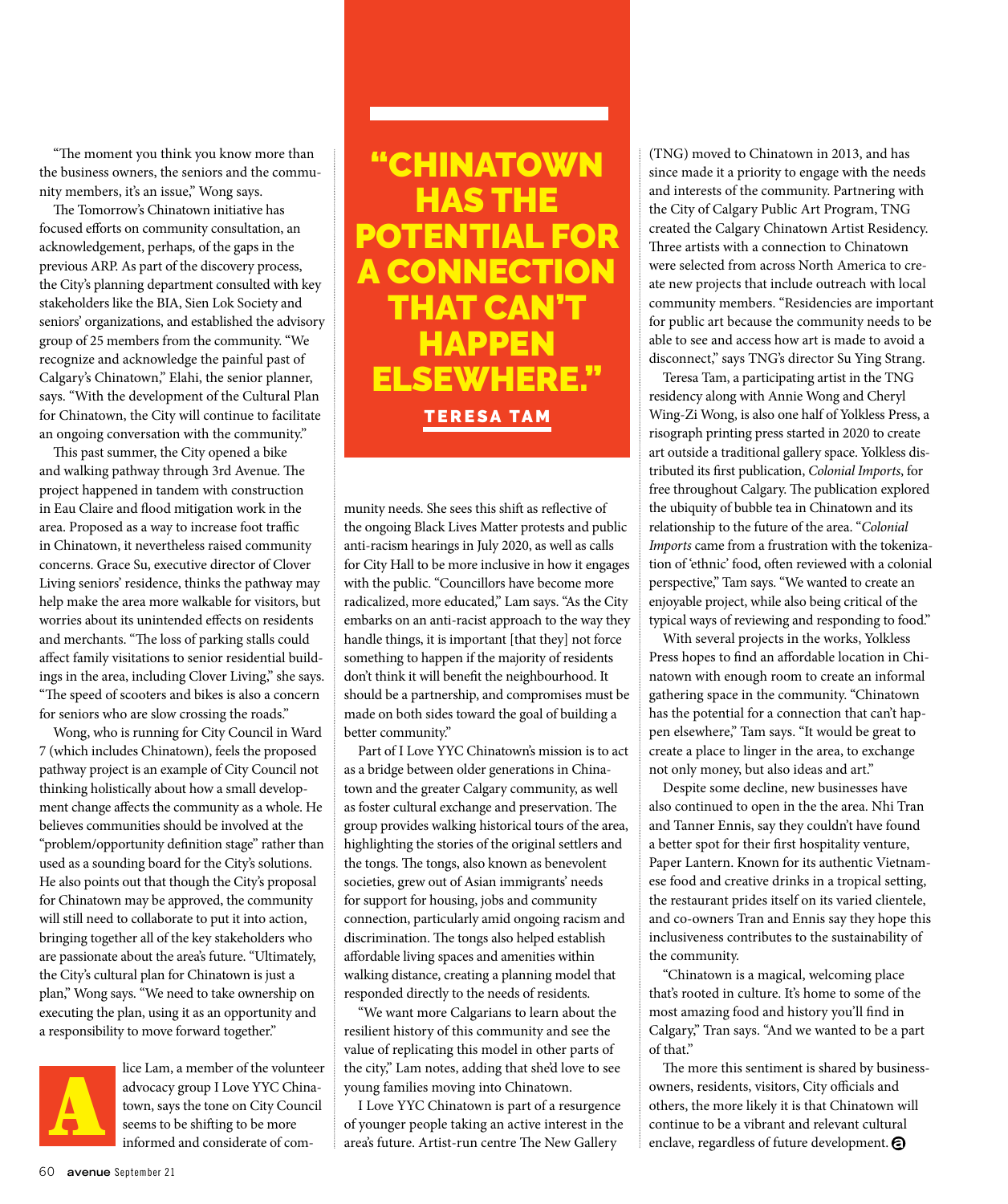"The moment you think you know more than the business owners, the seniors and the community members, it's an issue," Wong says.

The Tomorrow's Chinatown initiative has focused efforts on community consultation, an acknowledgement, perhaps, of the gaps in the previous ARP. As part of the discovery process, the City's planning department consulted with key stakeholders like the BIA, Sien Lok Society and seniors' organizations, and established the advisory group of 25 members from the community. "We recognize and acknowledge the painful past of Calgary's Chinatown," Elahi, the senior planner, says. "With the development of the Cultural Plan for Chinatown, the City will continue to facilitate an ongoing conversation with the community."

This past summer, the City opened a bike and walking pathway through 3rd Avenue. The project happened in tandem with construction in Eau Claire and flood mitigation work in the area. Proposed as a way to increase foot traffic in Chinatown, it nevertheless raised community concerns. Grace Su, executive director of Clover Living seniors' residence, thinks the pathway may help make the area more walkable for visitors, but worries about its unintended effects on residents and merchants. "The loss of parking stalls could affect family visitations to senior residential buildings in the area, including Clover Living," she says. "The speed of scooters and bikes is also a concern for seniors who are slow crossing the roads."

Wong, who is running for City Council in Ward 7 (which includes Chinatown), feels the proposed pathway project is an example of City Council not thinking holistically about how a small development change affects the community as a whole. He believes communities should be involved at the "problem/opportunity definition stage" rather than used as a sounding board for the City's solutions. He also points out that though the City's proposal for Chinatown may be approved, the community will still need to collaborate to put it into action, bringing together all of the key stakeholders who are passionate about the area's future. "Ultimately, the City's cultural plan for Chinatown is just a plan," Wong says. "We need to take ownership on executing the plan, using it as an opportunity and a responsibility to move forward together."

Alice Lam, a member of the volunteer advocacy group I Love YYC Chinatown, says the tone on City Council seems to be shifting to be more informed and considerate of community needs. She sees this shift as reflective of the ongoing Black Lives Matter protests and public anti-racism hearings in July 2020, as well as calls for City Hall to be more inclusive in how it engages with the public. "Councillors have become more radicalized, more educated," Lam says. "As the City embarks on an anti-racist approach to the way they handle things, it is important [that they] not force something to happen if the majority of residents don't think it will benefit the neighbourhood. It should be a partnership, and compromises must be made on both sides toward the goal of building a better community."

Part of I Love YYC Chinatown's mission is to act as a bridge between older generations in Chinatown and the greater Calgary community, as well as foster cultural exchange and preservation. The group provides walking historical tours of the area, highlighting the stories of the original settlers and the tongs. The tongs, also known as benevolent societies, grew out of Asian immigrants' needs for support for housing, jobs and community connection, particularly amid ongoing racism and discrimination. The tongs also helped establish affordable living spaces and amenities within walking distance, creating a planning model that responded directly to the needs of residents.

"We want more Calgarians to learn about the resilient history of this community and see the value of replicating this model in other parts of the city," Lam notes, adding that she'd love to see young families moving into Chinatown.

I Love YYC Chinatown is part of a resurgence of younger people taking an active interest in the area's future. Artist-run centre The New Gallery (TNG) moved to Chinatown in 2013, and has since made it a priority to engage with the needs and interests of the community. Partnering with the City of Calgary Public Art Program, TNG created the Calgary Chinatown Artist Residency. Three artists with a connection to Chinatown were selected from across North America to create new projects that include outreach with local community members. "Residencies are important for public art because the community needs to be able to see and access how art is made to avoid a disconnect," says TNG's director Su Ying Strang.

> **"CHINATOWN HAS THE POTENTIAL FOR A CONNECTION THAT CAN'T HAPPEN ELSEWHERE."**
> TERESA TAM

Teresa Tam, a participating artist in the TNG residency along with Annie Wong and Cheryl Wing-Zi Wong, is also one half of Yolkless Press, a risograph printing press started in 2020 to create art outside a traditional gallery space. Yolkless distributed its first publication, *Colonial Imports*, for free throughout Calgary. The publication explored the ubiquity of bubble tea in Chinatown and its relationship to the future of the area. "*Colonial Imports* came from a frustration with the tokenization of 'ethnic' food, often reviewed with a colonial perspective," Tam says. "We wanted to create an enjoyable project, while also being critical of the typical ways of reviewing and responding to food."

With several projects in the works, Yolkless Press hopes to find an affordable location in Chinatown with enough room to create an informal gathering space in the community. "Chinatown has the potential for a connection that can't happen elsewhere," Tam says. "It would be great to create a place to linger in the area, to exchange not only money, but also ideas and art."

Despite some decline, new businesses have also continued to open in the the area. Nhi Tran and Tanner Ennis, say they couldn't have found a better spot for their first hospitality venture, Paper Lantern. Known for its authentic Vietnamese food and creative drinks in a tropical setting, the restaurant prides itself on its varied clientele, and co-owners Tran and Ennis say they hope this inclusiveness contributes to the sustainability of the community.

"Chinatown is a magical, welcoming place that's rooted in culture. It's home to some of the most amazing food and history you'll find in Calgary," Tran says. "And we wanted to be a part of that."

The more this sentiment is shared by business-owners, residents, visitors, City officials and others, the more likely it is that Chinatown will continue to be a vibrant and relevant cultural enclave, regardless of future development.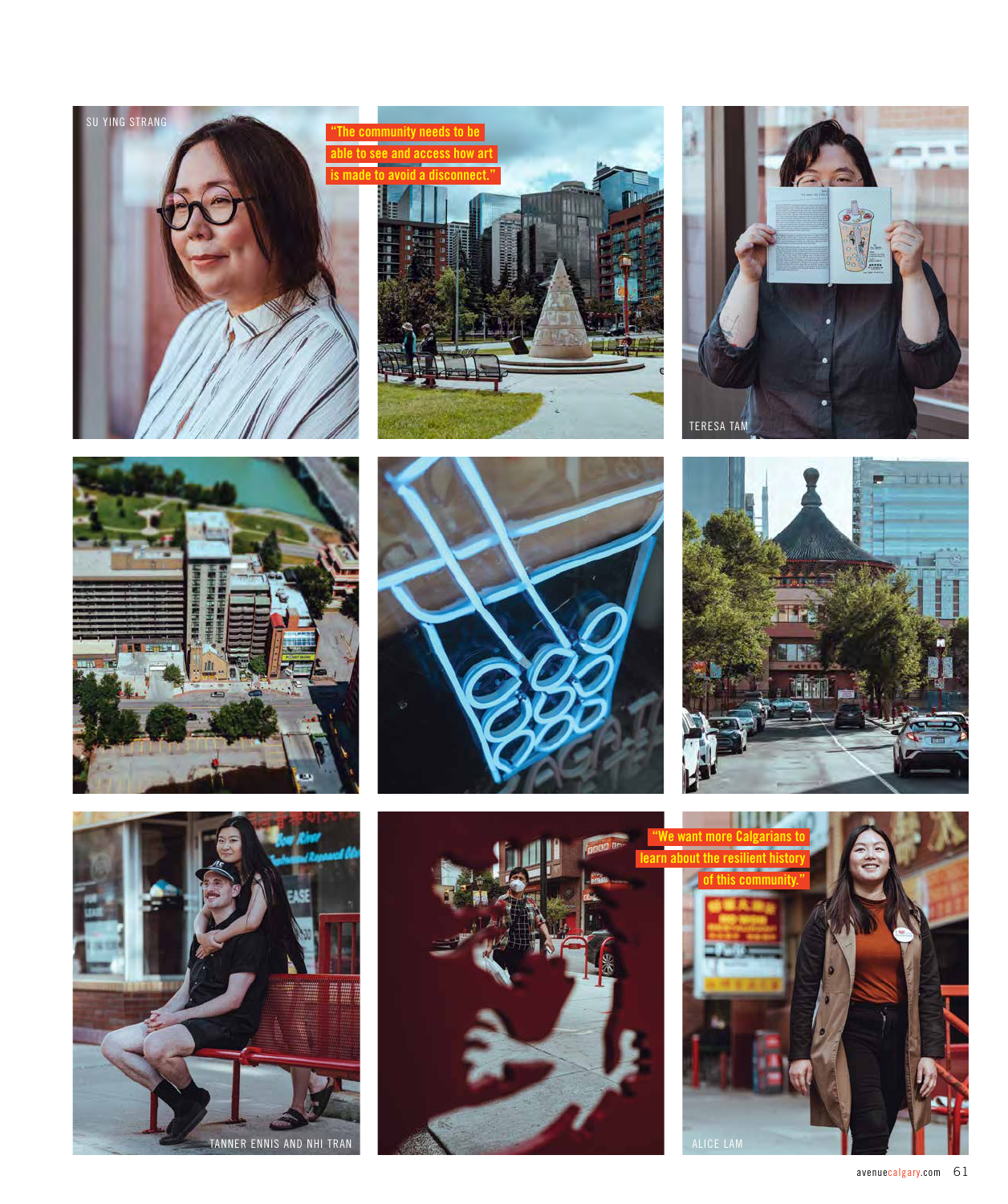SU YING STRANG

"The community needs to be able to see and access how art is made to avoid a disconnect."

TERESA TAM

TANNER ENNIS AND NHI TRAN

"We want more Calgarians to learn about the resilient history of this community."

ALICE LAM